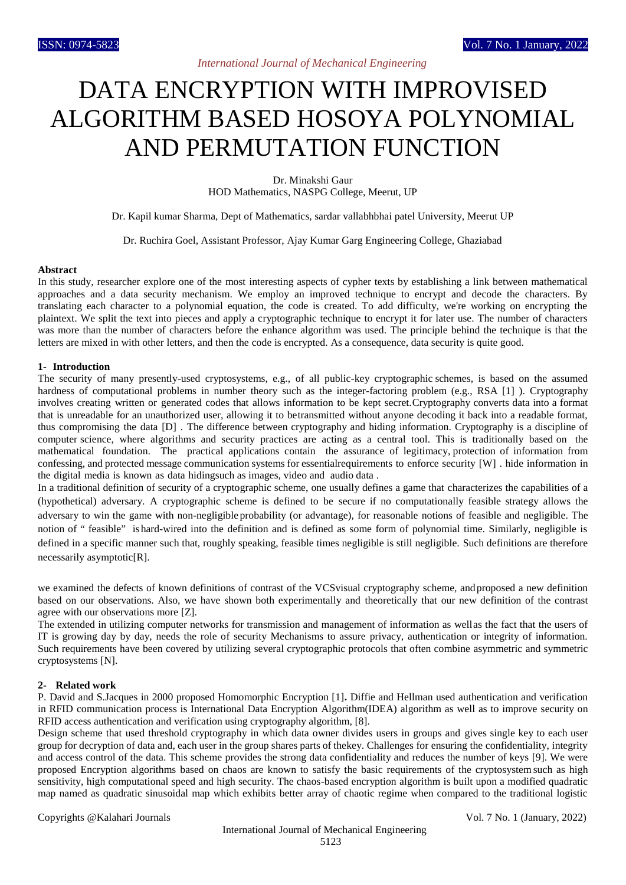# DATA ENCRYPTION WITH IMPROVISED ALGORITHM BASED HOSOYA POLYNOMIAL AND PERMUTATION FUNCTION

Dr. Minakshi Gaur
HOD Mathematics, NASPG College, Meerut, UP

Dr. Kapil kumar Sharma, Dept of Mathematics, sardar vallabhbhai patel University, Meerut UP

Dr. Ruchira Goel, Assistant Professor, Ajay Kumar Garg Engineering College, Ghaziabad

### Abstract

In this study, researcher explore one of the most interesting aspects of cypher texts by establishing a link between mathematical approaches and a data security mechanism. We employ an improved technique to encrypt and decode the characters. By translating each character to a polynomial equation, the code is created. To add difficulty, we're working on encrypting the plaintext. We split the text into pieces and apply a cryptographic technique to encrypt it for later use. The number of characters was more than the number of characters before the enhance algorithm was used. The principle behind the technique is that the letters are mixed in with other letters, and then the code is encrypted. As a consequence, data security is quite good.

## 1- Introduction

The security of many presently-used cryptosystems, e.g., of all public-key cryptographic schemes, is based on the assumed hardness of computational problems in number theory such as the integer-factoring problem (e.g., RSA [1] ). Cryptography involves creating written or generated codes that allows information to be kept secret.Cryptography converts data into a format that is unreadable for an unauthorized user, allowing it to betransmitted without anyone decoding it back into a readable format, thus compromising the data [D] . The difference between cryptography and hiding information. Cryptography is a discipline of computer science, where algorithms and security practices are acting as a central tool. This is traditionally based on the mathematical foundation. The practical applications contain the assurance of legitimacy, protection of information from confessing, and protected message communication systems for essentialrequirements to enforce security [W] . hide information in the digital media is known as data hidingsuch as images, video and audio data .

In a traditional definition of security of a cryptographic scheme, one usually defines a game that characterizes the capabilities of a (hypothetical) adversary. A cryptographic scheme is defined to be secure if no computationally feasible strategy allows the adversary to win the game with non-negligible probability (or advantage), for reasonable notions of feasible and negligible. The notion of " feasible" ishard-wired into the definition and is defined as some form of polynomial time. Similarly, negligible is defined in a specific manner such that, roughly speaking, feasible times negligible is still negligible. Such definitions are therefore necessarily asymptotic[R].

we examined the defects of known definitions of contrast of the VCSvisual cryptography scheme, andproposed a new definition based on our observations. Also, we have shown both experimentally and theoretically that our new definition of the contrast agree with our observations more [Z].

The extended in utilizing computer networks for transmission and management of information as wellas the fact that the users of IT is growing day by day, needs the role of security Mechanisms to assure privacy, authentication or integrity of information. Such requirements have been covered by utilizing several cryptographic protocols that often combine asymmetric and symmetric cryptosystems [N].

## 2- Related work

P. David and S.Jacques in 2000 proposed Homomorphic Encryption [1]**.** Diffie and Hellman used authentication and verification in RFID communication process is International Data Encryption Algorithm(IDEA) algorithm as well as to improve security on RFID access authentication and verification using cryptography algorithm, [8].

Design scheme that used threshold cryptography in which data owner divides users in groups and gives single key to each user group for decryption of data and, each user in the group shares parts of thekey. Challenges for ensuring the confidentiality, integrity and access control of the data. This scheme provides the strong data confidentiality and reduces the number of keys [9]. We were proposed Encryption algorithms based on chaos are known to satisfy the basic requirements of the cryptosystem such as high sensitivity, high computational speed and high security. The chaos-based encryption algorithm is built upon a modified quadratic map named as quadratic sinusoidal map which exhibits better array of chaotic regime when compared to the traditional logistic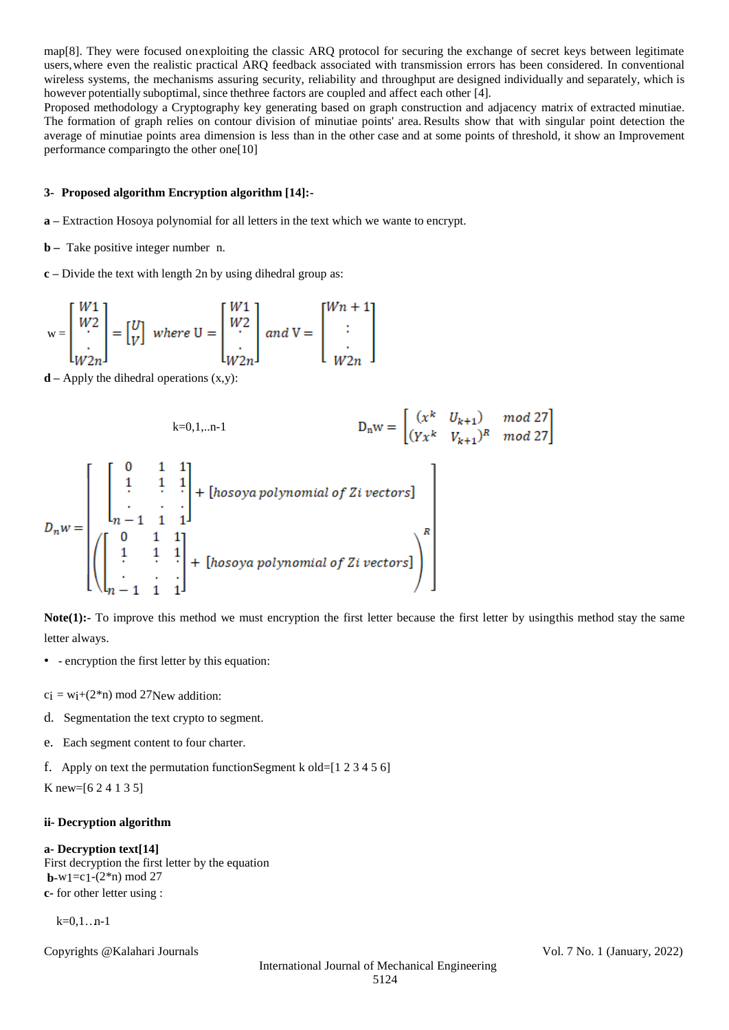map[8]. They were focused onexploiting the classic ARQ protocol for securing the exchange of secret keys between legitimate users, where even the realistic practical ARQ feedback associated with transmission errors has been considered. In conventional wireless systems, the mechanisms assuring security, reliability and throughput are designed individually and separately, which is however potentially suboptimal, since thethree factors are coupled and affect each other [4].

Proposed methodology a Cryptography key generating based on graph construction and adjacency matrix of extracted minutiae. The formation of graph relies on contour division of minutiae points' area. Results show that with singular point detection the average of minutiae points area dimension is less than in the other case and at some points of threshold, it show an Improvement performance comparingto the other one[10]

### 3- Proposed algorithm Encryption algorithm [14]:-

**a –** Extraction Hosoya polynomial for all letters in the text which we wante to encrypt.

**b –** Take positive integer number n.

**c –** Divide the text with length 2n by using dihedral group as:

$$w = \begin{bmatrix} W1 \\ W2 \\ \cdot \\ \cdot \\ W2n \end{bmatrix} = \begin{bmatrix} U \\ V \end{bmatrix} \text{ where } U = \begin{bmatrix} W1 \\ W2 \\ \cdot \\ \cdot \\ W2n \end{bmatrix} \text{ and } V = \begin{bmatrix} Wn+1 \\ \vdots \\ \cdot \\ W2n \end{bmatrix}$$

**d –** Apply the dihedral operations (x,y):

k=0,1,..n-1

$$D_n w = \begin{bmatrix} (x^k \quad U_{k+1}) & mod\ 27 \\ (Yx^k \quad V_{k+1})^R & mod\ 27 \end{bmatrix}$$

$$D_n w = \begin{bmatrix} \begin{bmatrix} 0 & 1 & 1 \\ 1 & 1 & 1 \\ \cdot & \cdot & \cdot \\ \cdot & \cdot & \cdot \\ n-1 & 1 & 1 \end{bmatrix} + [hosoya\ polynomial\ of\ Zi\ vectors] \\ \left( \begin{bmatrix} 0 & 1 & 1 \\ 1 & 1 & 1 \\ \cdot & \cdot & \cdot \\ \cdot & \cdot & \cdot \\ n-1 & 1 & 1 \end{bmatrix} + [hosoya\ polynomial\ of\ Zi\ vectors] \right)^R \end{bmatrix}$$

**Note(1):-** To improve this method we must encryption the first letter because the first letter by usingthis method stay the same letter always.

- - encryption the first letter by this equation:

$c_i = w_i + (2*n) \bmod 27$New addition:

d. Segmentation the text crypto to segment.

e. Each segment content to four charter.

f. Apply on text the permutation functionSegment k old=[1 2 3 4 5 6]

K new=[6 2 4 1 3 5]

#### ii- Decryption algorithm

**a- Decryption text[14]**

First decryption the first letter by the equation

**b**-$w_1 = c_1 - (2*n) \bmod 27$

**c-** for other letter using :

k=0,1..n-1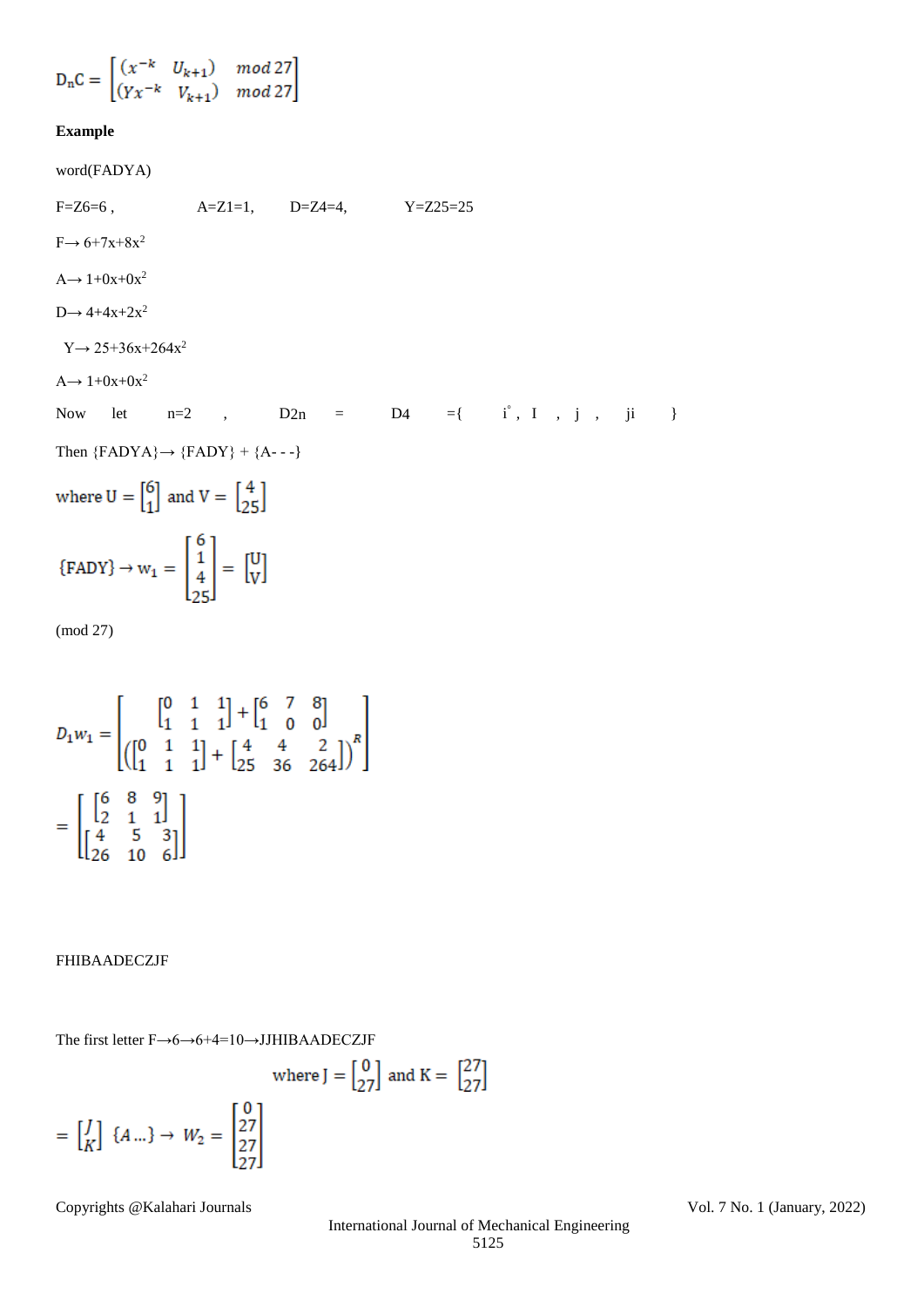$$D_nC = \begin{bmatrix} (x^{-k} \quad U_{k+1}) & mod\ 27 \\ (Yx^{-k} \quad V_{k+1}) & mod\ 27 \end{bmatrix}$$

**Example**

word(FADYA)

F=Z6=6 ,    A=Z1=1,    D=Z4=4,    Y=Z25=25

F→ $6+7x+8x^2$

A→ $1+0x+0x^2$

D→ $4+4x+2x^2$

Y→ $25+36x+264x^2$

A→ $1+0x+0x^2$

Now let n=2 , D2n = D4 ={ $i^{\circ}$ , I , j , ji }

Then {FADYA}→ {FADY} + {A- - -}

where $U = \begin{bmatrix} 6 \\ 1 \end{bmatrix}$ and $V = \begin{bmatrix} 4 \\ 25 \end{bmatrix}$

$$\{FADY\} \rightarrow w_1 = \begin{bmatrix} 6 \\ 1 \\ 4 \\ 25 \end{bmatrix} = \begin{bmatrix} U \\ V \end{bmatrix}$$

(mod 27)

$$D_1 w_1 = \begin{bmatrix} \begin{bmatrix} 0 & 1 & 1 \\ 1 & 1 & 1 \end{bmatrix} + \begin{bmatrix} 6 & 7 & 8 \\ 1 & 0 & 0 \end{bmatrix} \\ \left( \begin{bmatrix} 0 & 1 & 1 \\ 1 & 1 & 1 \end{bmatrix} + \begin{bmatrix} 4 & 4 & 2 \\ 25 & 36 & 264 \end{bmatrix} \right)^R \end{bmatrix}$$

$$= \begin{bmatrix} \begin{bmatrix} 6 & 8 & 9 \\ 2 & 1 & 1 \end{bmatrix} \\ \begin{bmatrix} 4 & 5 & 3 \\ 26 & 10 & 6 \end{bmatrix} \end{bmatrix}$$

FHIBAADECZJF

The first letter F→6→6+4=10→JJHIBAADECZJF

where $J = \begin{bmatrix} 0 \\ 27 \end{bmatrix}$ and $K = \begin{bmatrix} 27 \\ 27 \end{bmatrix}$

$$= \begin{bmatrix} J \\ K \end{bmatrix} \ \{A \ldots\} \rightarrow W_2 = \begin{bmatrix} 0 \\ 27 \\ 27 \\ 27 \end{bmatrix}$$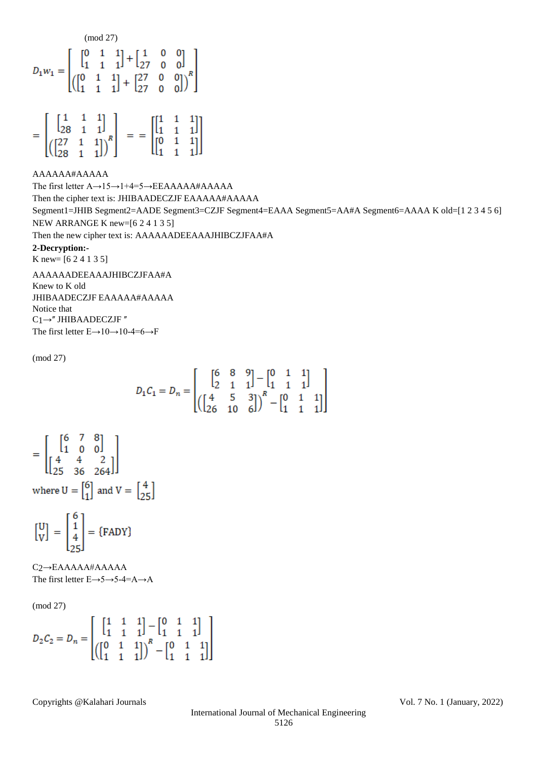(mod 27)

$$D_1 w_1 = \begin{bmatrix} \begin{bmatrix} 0 & 1 & 1 \\ 1 & 1 & 1 \end{bmatrix} + \begin{bmatrix} 1 & 0 & 0 \\ 27 & 0 & 0 \end{bmatrix} \\ \left( \begin{bmatrix} 0 & 1 & 1 \\ 1 & 1 & 1 \end{bmatrix} + \begin{bmatrix} 27 & 0 & 0 \\ 27 & 0 & 0 \end{bmatrix} \right)^R \end{bmatrix}$$

$$= \begin{bmatrix} \begin{bmatrix} 1 & 1 & 1 \\ 28 & 1 & 1 \end{bmatrix} \\ \left( \begin{bmatrix} 27 & 1 & 1 \\ 28 & 1 & 1 \end{bmatrix} \right)^R \end{bmatrix} = = \begin{bmatrix} \begin{bmatrix} 1 & 1 & 1 \\ 1 & 1 & 1 \end{bmatrix} \\ \begin{bmatrix} 0 & 1 & 1 \\ 1 & 1 & 1 \end{bmatrix} \end{bmatrix}$$

AAAAAA#AAAAA

The first letter A→15→1+4=5→EEAAAAA#AAAAA

Then the cipher text is: JHIBAADECZJF EAAAAA#AAAAA

Segment1=JHIB Segment2=AADE Segment3=CZJF Segment4=EAAA Segment5=AA#A Segment6=AAAA K old=[1 2 3 4 5 6]

NEW ARRANGE K new=[6 2 4 1 3 5]

Then the new cipher text is: AAAAAADEEAAAJHIBCZJFAA#A

**2-Decryption:-**

K new= [6 2 4 1 3 5]

AAAAAADEEAAAJHIBCZJFAA#A

Knew to K old

JHIBAADECZJF EAAAAA#AAAAA

Notice that

$C_1$→" JHIBAADECZJF "

The first letter E→10→10-4=6→F

(mod 27)

$$D_1 C_1 = D_n = \begin{bmatrix} \begin{bmatrix} 6 & 8 & 9 \\ 2 & 1 & 1 \end{bmatrix} - \begin{bmatrix} 0 & 1 & 1 \\ 1 & 1 & 1 \end{bmatrix} \\ \left( \begin{bmatrix} 4 & 5 & 3 \\ 26 & 10 & 6 \end{bmatrix} \right)^R - \begin{bmatrix} 0 & 1 & 1 \\ 1 & 1 & 1 \end{bmatrix} \end{bmatrix}$$

$$= \begin{bmatrix} \begin{bmatrix} 6 & 7 & 8 \\ 1 & 0 & 0 \end{bmatrix} \\ \begin{bmatrix} 4 & 4 & 2 \\ 25 & 36 & 264 \end{bmatrix} \end{bmatrix}$$

where $U = \begin{bmatrix} 6 \\ 1 \end{bmatrix}$ and $V = \begin{bmatrix} 4 \\ 25 \end{bmatrix}$

$$\begin{bmatrix} U \\ V \end{bmatrix} = \begin{bmatrix} 6 \\ 1 \\ 4 \\ 25 \end{bmatrix} = \{\text{FADY}\}$$

$C_2$→EAAAAA#AAAAA

The first letter E→5→5-4=A→A

(mod 27)

$$D_2 C_2 = D_n = \begin{bmatrix} \begin{bmatrix} 1 & 1 & 1 \\ 1 & 1 & 1 \end{bmatrix} - \begin{bmatrix} 0 & 1 & 1 \\ 1 & 1 & 1 \end{bmatrix} \\ \left( \begin{bmatrix} 0 & 1 & 1 \\ 1 & 1 & 1 \end{bmatrix} \right)^R - \begin{bmatrix} 0 & 1 & 1 \\ 1 & 1 & 1 \end{bmatrix} \end{bmatrix}$$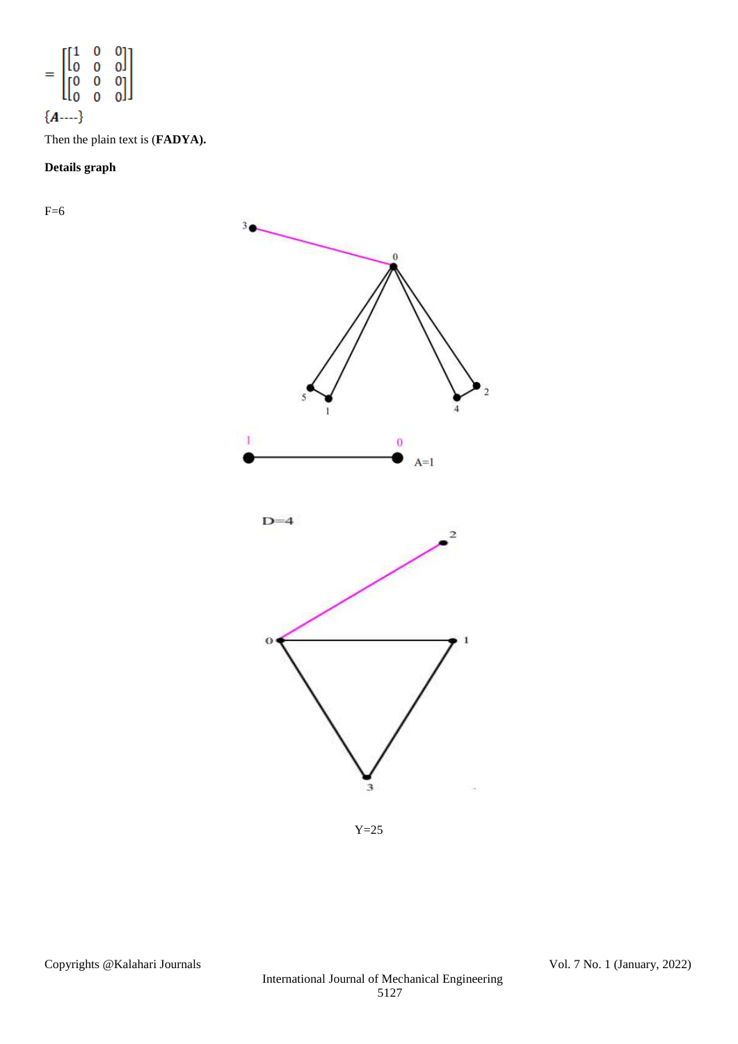$$= \begin{bmatrix} \begin{bmatrix} 1 & 0 & 0 \\ 0 & 0 & 0 \end{bmatrix} \\ \begin{bmatrix} 0 & 0 & 0 \\ 0 & 0 & 0 \end{bmatrix} \end{bmatrix}$$

$\{\boldsymbol{A}----\}$

Then the plain text is (**FADYA).**

**Details graph**

F=6

A=1

D=4

Y=25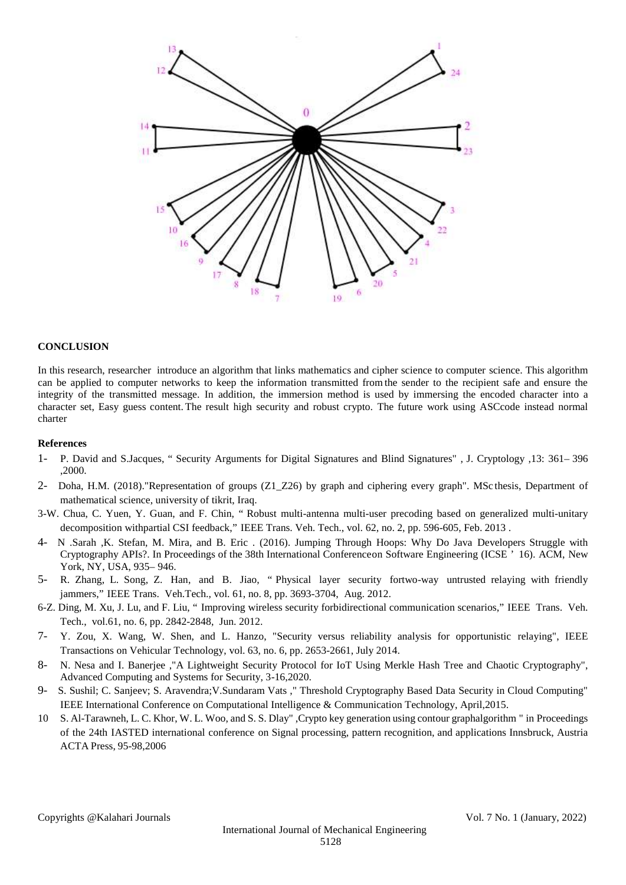0

13

12

14

11

15

10

16

9

17

8

18

7

19

6

20

5

21

4

22

3

23

2

24

1

**CONCLUSION**

In this research, researcher introduce an algorithm that links mathematics and cipher science to computer science. This algorithm can be applied to computer networks to keep the information transmitted from the sender to the recipient safe and ensure the integrity of the transmitted message. In addition, the immersion method is used by immersing the encoded character into a character set, Easy guess content. The result high security and robust crypto. The future work using ASCcode instead normal charter

**References**

1- P. David and S.Jacques, " Security Arguments for Digital Signatures and Blind Signatures" , J. Cryptology ,13: 361– 396 ,2000.

2- Doha, H.M. (2018)."Representation of groups (Z1_Z26) by graph and ciphering every graph". MSc thesis, Department of mathematical science, university of tikrit, Iraq.

3-W. Chua, C. Yuen, Y. Guan, and F. Chin, " Robust multi-antenna multi-user precoding based on generalized multi-unitary decomposition withpartial CSI feedback," IEEE Trans. Veh. Tech., vol. 62, no. 2, pp. 596-605, Feb. 2013 .

4- N .Sarah ,K. Stefan, M. Mira, and B. Eric . (2016). Jumping Through Hoops: Why Do Java Developers Struggle with Cryptography APIs?. In Proceedings of the 38th International Conferenceon Software Engineering (ICSE ' 16). ACM, New York, NY, USA, 935– 946.

5- R. Zhang, L. Song, Z. Han, and B. Jiao, " Physical layer security fortwo-way untrusted relaying with friendly jammers," IEEE Trans. Veh.Tech., vol. 61, no. 8, pp. 3693-3704, Aug. 2012.

6-Z. Ding, M. Xu, J. Lu, and F. Liu, " Improving wireless security forbidirectional communication scenarios," IEEE Trans. Veh. Tech., vol.61, no. 6, pp. 2842-2848, Jun. 2012.

7- Y. Zou, X. Wang, W. Shen, and L. Hanzo, "Security versus reliability analysis for opportunistic relaying", IEEE Transactions on Vehicular Technology, vol. 63, no. 6, pp. 2653-2661, July 2014.

8- N. Nesa and I. Banerjee ,"A Lightweight Security Protocol for IoT Using Merkle Hash Tree and Chaotic Cryptography", Advanced Computing and Systems for Security, 3-16,2020.

9- S. Sushil; C. Sanjeev; S. Aravendra;V.Sundaram Vats ," Threshold Cryptography Based Data Security in Cloud Computing" IEEE International Conference on Computational Intelligence & Communication Technology, April,2015.

10 S. Al-Tarawneh, L. C. Khor, W. L. Woo, and S. S. Dlay" ,Crypto key generation using contour graphalgorithm " in Proceedings of the 24th IASTED international conference on Signal processing, pattern recognition, and applications Innsbruck, Austria ACTA Press, 95-98,2006